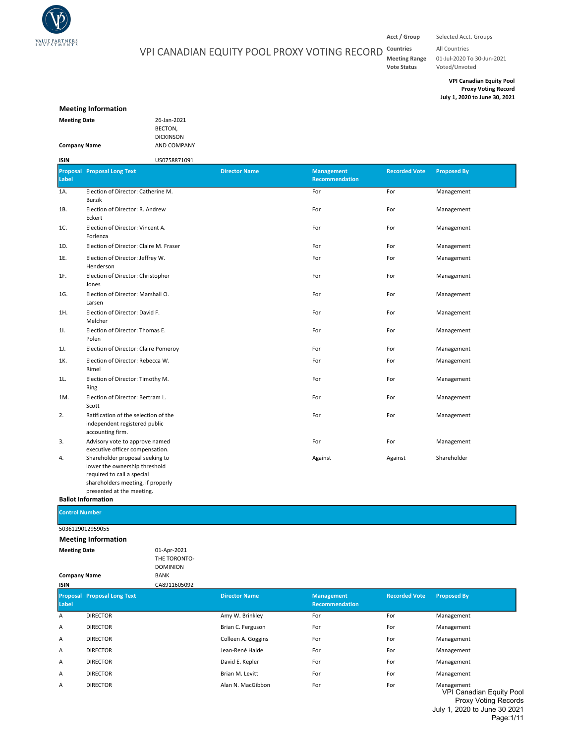# VPI CANADIAN EQUITY POOL PROXY VOTING RECORD

| | |
|---|---|
| **Acct / Group** | Selected Acct. Groups |
| **Countries** | All Countries |
| **Meeting Range** | 01-Jul-2020 To 30-Jun-2021 |
| **Vote Status** | Voted/Unvoted |

**VPI Canadian Equity Pool**
**Proxy Voting Record**
**July 1, 2020 to June 30, 2021**

## Meeting Information

**Meeting Date** 26-Jan-2021

**Company Name** BECTON, DICKINSON AND COMPANY

**ISIN** US0758871091

| Proposal Label | Proposal Long Text | Director Name | Management Recommendation | Recorded Vote | Proposed By |
|---|---|---|---|---|---|
| 1A. | Election of Director: Catherine M. Burzik | | For | For | Management |
| 1B. | Election of Director: R. Andrew Eckert | | For | For | Management |
| 1C. | Election of Director: Vincent A. Forlenza | | For | For | Management |
| 1D. | Election of Director: Claire M. Fraser | | For | For | Management |
| 1E. | Election of Director: Jeffrey W. Henderson | | For | For | Management |
| 1F. | Election of Director: Christopher Jones | | For | For | Management |
| 1G. | Election of Director: Marshall O. Larsen | | For | For | Management |
| 1H. | Election of Director: David F. Melcher | | For | For | Management |
| 1I. | Election of Director: Thomas E. Polen | | For | For | Management |
| 1J. | Election of Director: Claire Pomeroy | | For | For | Management |
| 1K. | Election of Director: Rebecca W. Rimel | | For | For | Management |
| 1L. | Election of Director: Timothy M. Ring | | For | For | Management |
| 1M. | Election of Director: Bertram L. Scott | | For | For | Management |
| 2. | Ratification of the selection of the independent registered public accounting firm. | | For | For | Management |
| 3. | Advisory vote to approve named executive officer compensation. | | For | For | Management |
| 4. | Shareholder proposal seeking to lower the ownership threshold required to call a special shareholders meeting, if properly presented at the meeting. | | Against | Against | Shareholder |

**Ballot Information**

| Control Number |
|---|
| 5036129012959055 |

## Meeting Information

**Meeting Date** 01-Apr-2021

**Company Name** THE TORONTO-DOMINION BANK

**ISIN** CA8911605092

| Proposal Label | Proposal Long Text | Director Name | Management Recommendation | Recorded Vote | Proposed By |
|---|---|---|---|---|---|
| A | DIRECTOR | Amy W. Brinkley | For | For | Management |
| A | DIRECTOR | Brian C. Ferguson | For | For | Management |
| A | DIRECTOR | Colleen A. Goggins | For | For | Management |
| A | DIRECTOR | Jean-René Halde | For | For | Management |
| A | DIRECTOR | David E. Kepler | For | For | Management |
| A | DIRECTOR | Brian M. Levitt | For | For | Management |
| A | DIRECTOR | Alan N. MacGibbon | For | For | Management |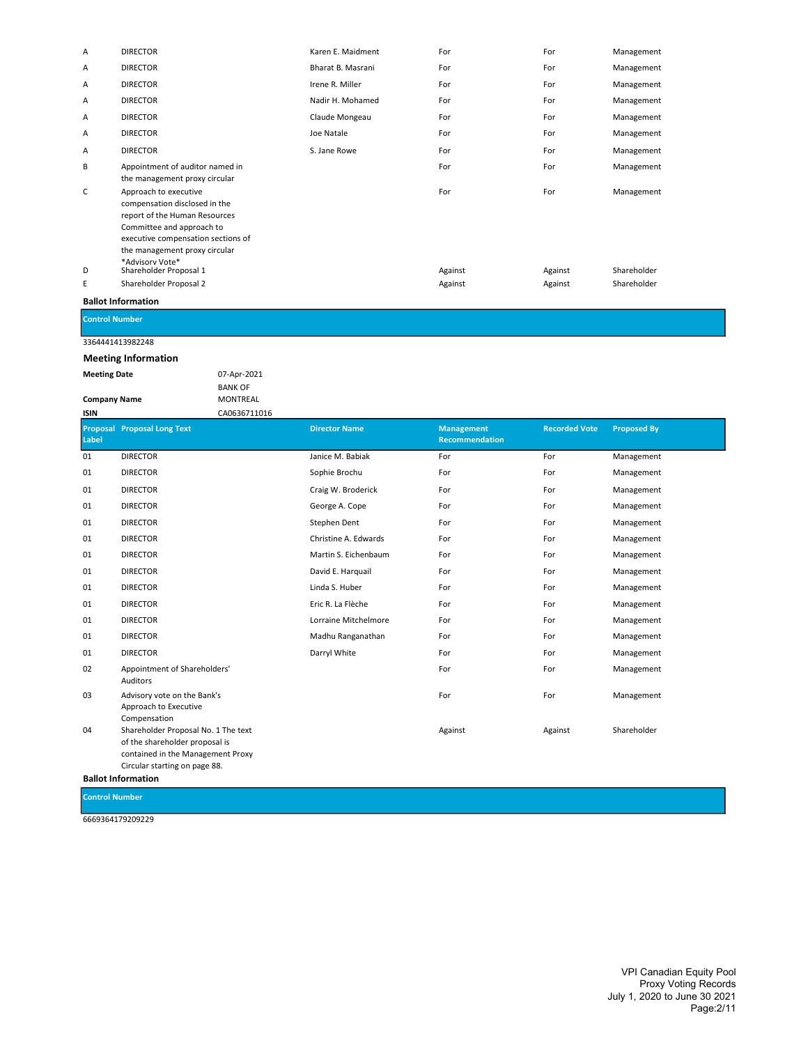| | | | | | |
|---|---|---|---|---|---|
| A | DIRECTOR | Karen E. Maidment | For | For | Management |
| A | DIRECTOR | Bharat B. Masrani | For | For | Management |
| A | DIRECTOR | Irene R. Miller | For | For | Management |
| A | DIRECTOR | Nadir H. Mohamed | For | For | Management |
| A | DIRECTOR | Claude Mongeau | For | For | Management |
| A | DIRECTOR | Joe Natale | For | For | Management |
| A | DIRECTOR | S. Jane Rowe | For | For | Management |
| B | Appointment of auditor named in the management proxy circular | | For | For | Management |
| C | Approach to executive compensation disclosed in the report of the Human Resources Committee and approach to executive compensation sections of the management proxy circular *Advisory Vote* | | For | For | Management |
| D | Shareholder Proposal 1 | | Against | Against | Shareholder |
| E | Shareholder Proposal 2 | | Against | Against | Shareholder |

**Ballot Information**

| Control Number |
|---|
| 3364441413982248 |

**Meeting Information**

| | |
|---|---|
| **Meeting Date** | 07-Apr-2021 |
| **Company Name** | BANK OF MONTREAL |
| **ISIN** | CA0636711016 |

| Proposal Label | Proposal Long Text | Director Name | Management Recommendation | Recorded Vote | Proposed By |
|---|---|---|---|---|---|
| 01 | DIRECTOR | Janice M. Babiak | For | For | Management |
| 01 | DIRECTOR | Sophie Brochu | For | For | Management |
| 01 | DIRECTOR | Craig W. Broderick | For | For | Management |
| 01 | DIRECTOR | George A. Cope | For | For | Management |
| 01 | DIRECTOR | Stephen Dent | For | For | Management |
| 01 | DIRECTOR | Christine A. Edwards | For | For | Management |
| 01 | DIRECTOR | Martin S. Eichenbaum | For | For | Management |
| 01 | DIRECTOR | David E. Harquail | For | For | Management |
| 01 | DIRECTOR | Linda S. Huber | For | For | Management |
| 01 | DIRECTOR | Eric R. La Flèche | For | For | Management |
| 01 | DIRECTOR | Lorraine Mitchelmore | For | For | Management |
| 01 | DIRECTOR | Madhu Ranganathan | For | For | Management |
| 01 | DIRECTOR | Darryl White | For | For | Management |
| 02 | Appointment of Shareholders' Auditors | | For | For | Management |
| 03 | Advisory vote on the Bank's Approach to Executive Compensation | | For | For | Management |
| 04 | Shareholder Proposal No. 1 The text of the shareholder proposal is contained in the Management Proxy Circular starting on page 88. | | Against | Against | Shareholder |

**Ballot Information**

| Control Number |
|---|
| 6669364179209229 |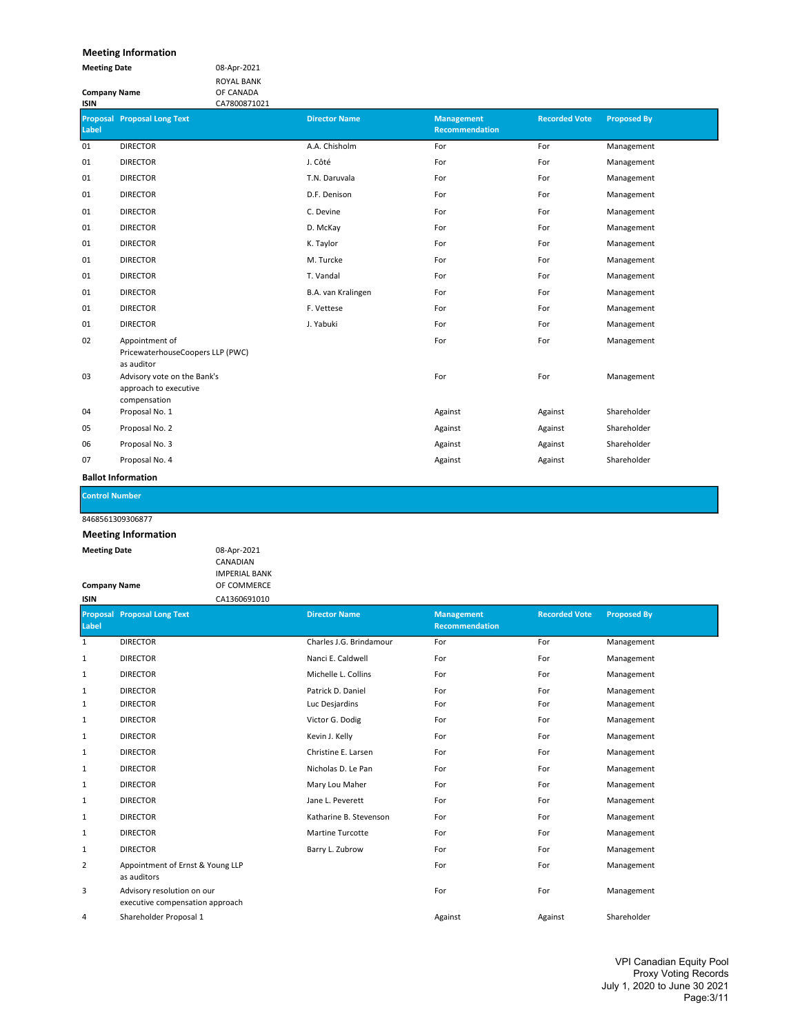### Meeting Information

**Meeting Date** 08-Apr-2021

**Company Name** ROYAL BANK OF CANADA

**ISIN** CA7800871021

| Proposal Label | Proposal Long Text | Director Name | Management Recommendation | Recorded Vote | Proposed By |
|---|---|---|---|---|---|
| 01 | DIRECTOR | A.A. Chisholm | For | For | Management |
| 01 | DIRECTOR | J. Côté | For | For | Management |
| 01 | DIRECTOR | T.N. Daruvala | For | For | Management |
| 01 | DIRECTOR | D.F. Denison | For | For | Management |
| 01 | DIRECTOR | C. Devine | For | For | Management |
| 01 | DIRECTOR | D. McKay | For | For | Management |
| 01 | DIRECTOR | K. Taylor | For | For | Management |
| 01 | DIRECTOR | M. Turcke | For | For | Management |
| 01 | DIRECTOR | T. Vandal | For | For | Management |
| 01 | DIRECTOR | B.A. van Kralingen | For | For | Management |
| 01 | DIRECTOR | F. Vettese | For | For | Management |
| 01 | DIRECTOR | J. Yabuki | For | For | Management |
| 02 | Appointment of PricewaterhouseCoopers LLP (PWC) as auditor | | For | For | Management |
| 03 | Advisory vote on the Bank's approach to executive compensation | | For | For | Management |
| 04 | Proposal No. 1 | | Against | Against | Shareholder |
| 05 | Proposal No. 2 | | Against | Against | Shareholder |
| 06 | Proposal No. 3 | | Against | Against | Shareholder |
| 07 | Proposal No. 4 | | Against | Against | Shareholder |

**Ballot Information**

| Control Number |
|---|
| 8468561309306877 |

### Meeting Information

**Meeting Date** 08-Apr-2021

**Company Name** CANADIAN IMPERIAL BANK OF COMMERCE

**ISIN** CA1360691010

| Proposal Label | Proposal Long Text | Director Name | Management Recommendation | Recorded Vote | Proposed By |
|---|---|---|---|---|---|
| 1 | DIRECTOR | Charles J.G. Brindamour | For | For | Management |
| 1 | DIRECTOR | Nanci E. Caldwell | For | For | Management |
| 1 | DIRECTOR | Michelle L. Collins | For | For | Management |
| 1 | DIRECTOR | Patrick D. Daniel | For | For | Management |
| 1 | DIRECTOR | Luc Desjardins | For | For | Management |
| 1 | DIRECTOR | Victor G. Dodig | For | For | Management |
| 1 | DIRECTOR | Kevin J. Kelly | For | For | Management |
| 1 | DIRECTOR | Christine E. Larsen | For | For | Management |
| 1 | DIRECTOR | Nicholas D. Le Pan | For | For | Management |
| 1 | DIRECTOR | Mary Lou Maher | For | For | Management |
| 1 | DIRECTOR | Jane L. Peverett | For | For | Management |
| 1 | DIRECTOR | Katharine B. Stevenson | For | For | Management |
| 1 | DIRECTOR | Martine Turcotte | For | For | Management |
| 1 | DIRECTOR | Barry L. Zubrow | For | For | Management |
| 2 | Appointment of Ernst & Young LLP as auditors | | For | For | Management |
| 3 | Advisory resolution on our executive compensation approach | | For | For | Management |
| 4 | Shareholder Proposal 1 | | Against | Against | Shareholder |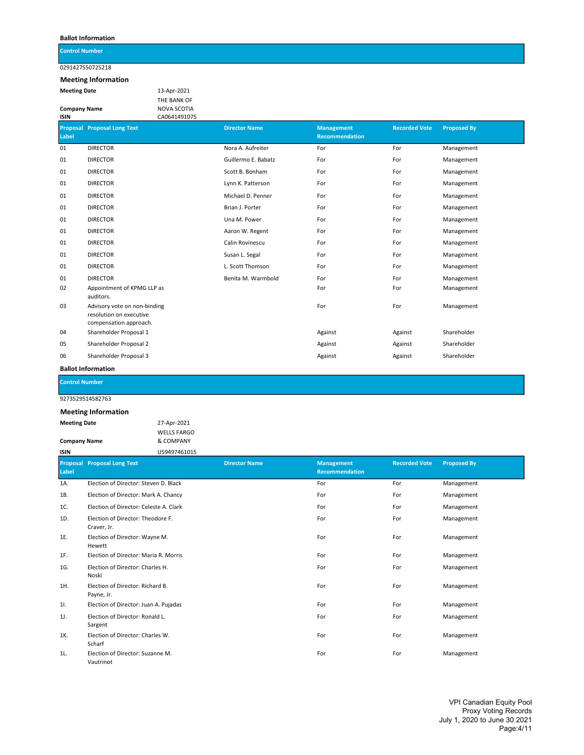**Ballot Information**

| Control Number |
|---|
| 0291427550725218 |

**Meeting Information**

**Meeting Date** 13-Apr-2021

**Company Name** THE BANK OF NOVA SCOTIA

**ISIN** CA0641491075

| Proposal Label | Proposal Long Text | Director Name | Management Recommendation | Recorded Vote | Proposed By |
|---|---|---|---|---|---|
| 01 | DIRECTOR | Nora A. Aufreiter | For | For | Management |
| 01 | DIRECTOR | Guillermo E. Babatz | For | For | Management |
| 01 | DIRECTOR | Scott B. Bonham | For | For | Management |
| 01 | DIRECTOR | Lynn K. Patterson | For | For | Management |
| 01 | DIRECTOR | Michael D. Penner | For | For | Management |
| 01 | DIRECTOR | Brian J. Porter | For | For | Management |
| 01 | DIRECTOR | Una M. Power | For | For | Management |
| 01 | DIRECTOR | Aaron W. Regent | For | For | Management |
| 01 | DIRECTOR | Calin Rovinescu | For | For | Management |
| 01 | DIRECTOR | Susan L. Segal | For | For | Management |
| 01 | DIRECTOR | L. Scott Thomson | For | For | Management |
| 01 | DIRECTOR | Benita M. Warmbold | For | For | Management |
| 02 | Appointment of KPMG LLP as auditors. | | For | For | Management |
| 03 | Advisory vote on non-binding resolution on executive compensation approach. | | For | For | Management |
| 04 | Shareholder Proposal 1 | | Against | Against | Shareholder |
| 05 | Shareholder Proposal 2 | | Against | Against | Shareholder |
| 06 | Shareholder Proposal 3 | | Against | Against | Shareholder |

**Ballot Information**

| Control Number |
|---|
| 9273529514582763 |

**Meeting Information**

**Meeting Date** 27-Apr-2021

**Company Name** WELLS FARGO & COMPANY

**ISIN** US9497461015

| Proposal Label | Proposal Long Text | Director Name | Management Recommendation | Recorded Vote | Proposed By |
|---|---|---|---|---|---|
| 1A. | Election of Director: Steven D. Black | | For | For | Management |
| 1B. | Election of Director: Mark A. Chancy | | For | For | Management |
| 1C. | Election of Director: Celeste A. Clark | | For | For | Management |
| 1D. | Election of Director: Theodore F. Craver, Jr. | | For | For | Management |
| 1E. | Election of Director: Wayne M. Hewett | | For | For | Management |
| 1F. | Election of Director: Maria R. Morris | | For | For | Management |
| 1G. | Election of Director: Charles H. Noski | | For | For | Management |
| 1H. | Election of Director: Richard B. Payne, Jr. | | For | For | Management |
| 1I. | Election of Director: Juan A. Pujadas | | For | For | Management |
| 1J. | Election of Director: Ronald L. Sargent | | For | For | Management |
| 1K. | Election of Director: Charles W. Scharf | | For | For | Management |
| 1L. | Election of Director: Suzanne M. Vautrinot | | For | For | Management |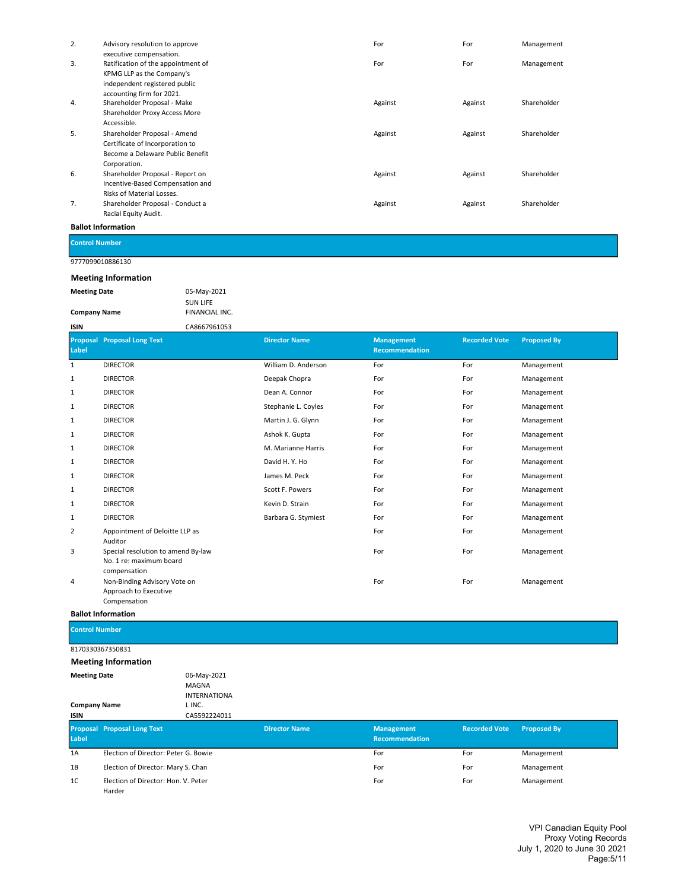| | | | | | |
|---|---|---|---|---|---|
| 2. | Advisory resolution to approve executive compensation. | | For | For | Management |
| 3. | Ratification of the appointment of KPMG LLP as the Company's independent registered public accounting firm for 2021. | | For | For | Management |
| 4. | Shareholder Proposal - Make Shareholder Proxy Access More Accessible. | | Against | Against | Shareholder |
| 5. | Shareholder Proposal - Amend Certificate of Incorporation to Become a Delaware Public Benefit Corporation. | | Against | Against | Shareholder |
| 6. | Shareholder Proposal - Report on Incentive-Based Compensation and Risks of Material Losses. | | Against | Against | Shareholder |
| 7. | Shareholder Proposal - Conduct a Racial Equity Audit. | | Against | Against | Shareholder |

**Ballot Information**

| Control Number |
|---|
| 9777099010886130 |

**Meeting Information**

**Meeting Date** 05-May-2021

**Company Name** SUN LIFE FINANCIAL INC.

**ISIN** CA8667961053

| Proposal Label | Proposal Long Text | Director Name | Management Recommendation | Recorded Vote | Proposed By |
|---|---|---|---|---|---|
| 1 | DIRECTOR | William D. Anderson | For | For | Management |
| 1 | DIRECTOR | Deepak Chopra | For | For | Management |
| 1 | DIRECTOR | Dean A. Connor | For | For | Management |
| 1 | DIRECTOR | Stephanie L. Coyles | For | For | Management |
| 1 | DIRECTOR | Martin J. G. Glynn | For | For | Management |
| 1 | DIRECTOR | Ashok K. Gupta | For | For | Management |
| 1 | DIRECTOR | M. Marianne Harris | For | For | Management |
| 1 | DIRECTOR | David H. Y. Ho | For | For | Management |
| 1 | DIRECTOR | James M. Peck | For | For | Management |
| 1 | DIRECTOR | Scott F. Powers | For | For | Management |
| 1 | DIRECTOR | Kevin D. Strain | For | For | Management |
| 1 | DIRECTOR | Barbara G. Stymiest | For | For | Management |
| 2 | Appointment of Deloitte LLP as Auditor | | For | For | Management |
| 3 | Special resolution to amend By-law No. 1 re: maximum board compensation | | For | For | Management |
| 4 | Non-Binding Advisory Vote on Approach to Executive Compensation | | For | For | Management |

**Ballot Information**

| Control Number |
|---|
| 8170330367350831 |

**Meeting Information**

**Meeting Date** 06-May-2021

**Company Name** MAGNA INTERNATIONAL INC.

**ISIN** CA5592224011

| Proposal Label | Proposal Long Text | Director Name | Management Recommendation | Recorded Vote | Proposed By |
|---|---|---|---|---|---|
| 1A | Election of Director: Peter G. Bowie | | For | For | Management |
| 1B | Election of Director: Mary S. Chan | | For | For | Management |
| 1C | Election of Director: Hon. V. Peter Harder | | For | For | Management |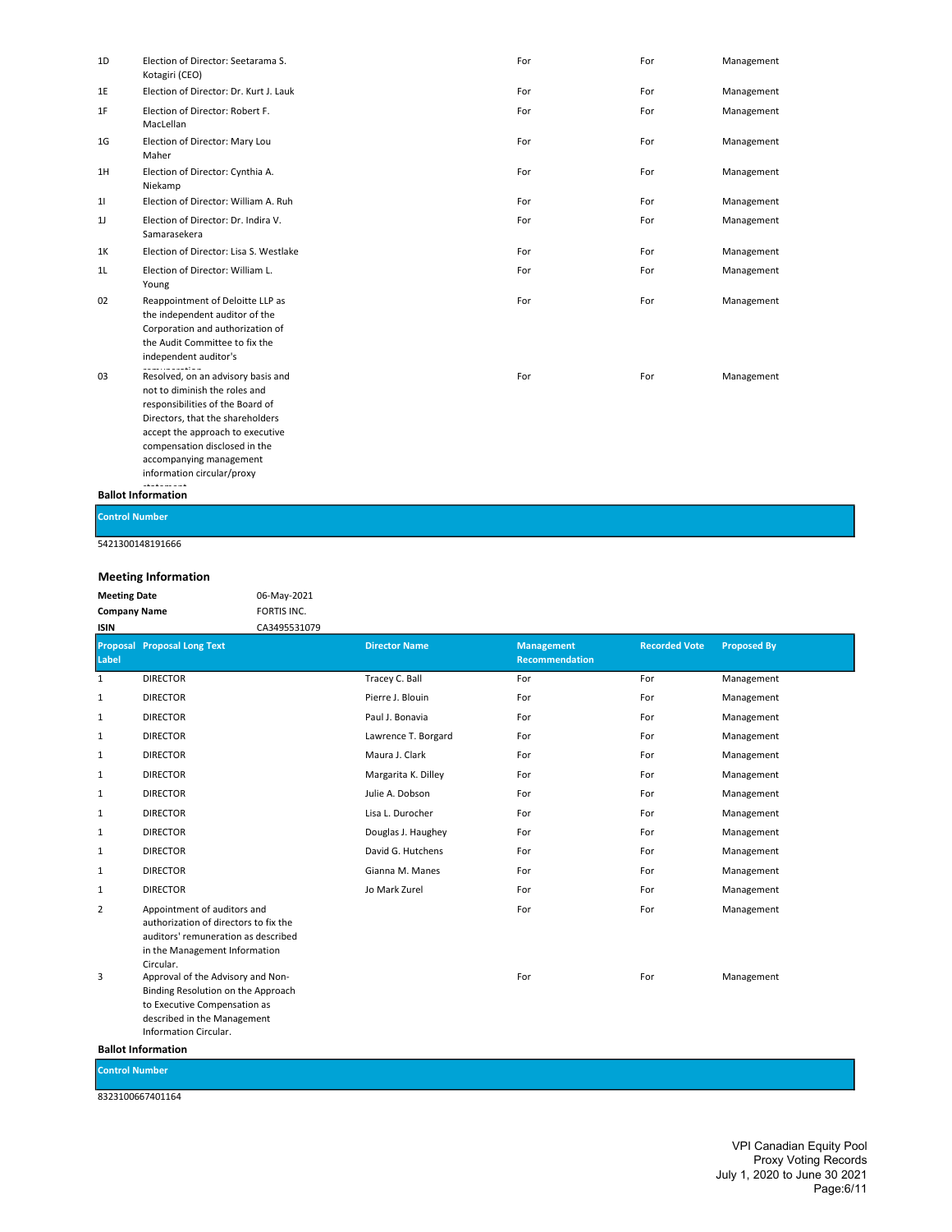| Proposal Label | Proposal Long Text | Director Name | Management Recommendation | Recorded Vote | Proposed By |
|---|---|---|---|---|---|
| 1D | Election of Director: Seetarama S. Kotagiri (CEO) | | For | For | Management |
| 1E | Election of Director: Dr. Kurt J. Lauk | | For | For | Management |
| 1F | Election of Director: Robert F. MacLellan | | For | For | Management |
| 1G | Election of Director: Mary Lou Maher | | For | For | Management |
| 1H | Election of Director: Cynthia A. Niekamp | | For | For | Management |
| 1I | Election of Director: William A. Ruh | | For | For | Management |
| 1J | Election of Director: Dr. Indira V. Samarasekera | | For | For | Management |
| 1K | Election of Director: Lisa S. Westlake | | For | For | Management |
| 1L | Election of Director: William L. Young | | For | For | Management |
| 02 | Reappointment of Deloitte LLP as the independent auditor of the Corporation and authorization of the Audit Committee to fix the independent auditor's remuneration | | For | For | Management |
| 03 | Resolved, on an advisory basis and not to diminish the roles and responsibilities of the Board of Directors, that the shareholders accept the approach to executive compensation disclosed in the accompanying management information circular/proxy statement | | For | For | Management |

**Ballot Information**

| Control Number |
|---|
| 5421300148191666 |

## Meeting Information

| | |
|---|---|
| **Meeting Date** | 06-May-2021 |
| **Company Name** | FORTIS INC. |
| **ISIN** | CA3495531079 |

| Proposal Label | Proposal Long Text | Director Name | Management Recommendation | Recorded Vote | Proposed By |
|---|---|---|---|---|---|
| 1 | DIRECTOR | Tracey C. Ball | For | For | Management |
| 1 | DIRECTOR | Pierre J. Blouin | For | For | Management |
| 1 | DIRECTOR | Paul J. Bonavia | For | For | Management |
| 1 | DIRECTOR | Lawrence T. Borgard | For | For | Management |
| 1 | DIRECTOR | Maura J. Clark | For | For | Management |
| 1 | DIRECTOR | Margarita K. Dilley | For | For | Management |
| 1 | DIRECTOR | Julie A. Dobson | For | For | Management |
| 1 | DIRECTOR | Lisa L. Durocher | For | For | Management |
| 1 | DIRECTOR | Douglas J. Haughey | For | For | Management |
| 1 | DIRECTOR | David G. Hutchens | For | For | Management |
| 1 | DIRECTOR | Gianna M. Manes | For | For | Management |
| 1 | DIRECTOR | Jo Mark Zurel | For | For | Management |
| 2 | Appointment of auditors and authorization of directors to fix the auditors' remuneration as described in the Management Information Circular. | | For | For | Management |
| 3 | Approval of the Advisory and Non-Binding Resolution on the Approach to Executive Compensation as described in the Management Information Circular. | | For | For | Management |

**Ballot Information**

| Control Number |
|---|
| 8323100667401164 |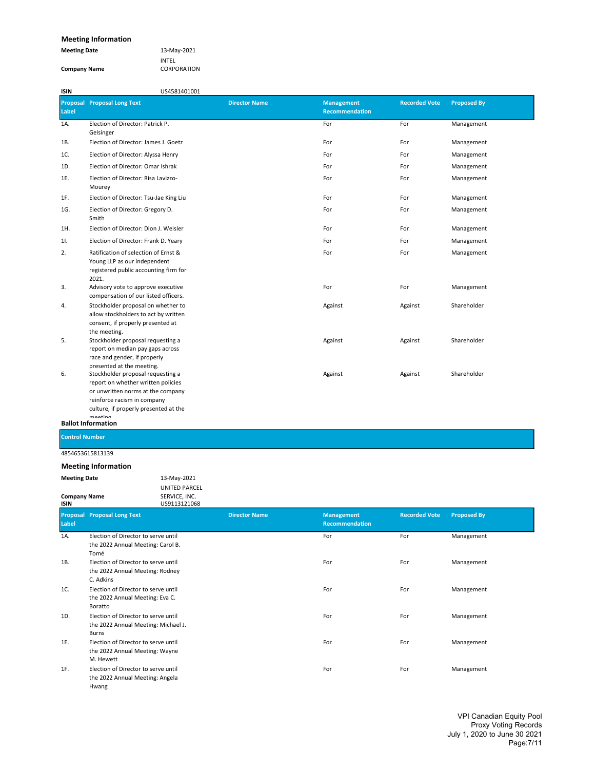### Meeting Information

**Meeting Date** 13-May-2021

**Company Name** INTEL CORPORATION

**ISIN** US4581401001

| Proposal Label | Proposal Long Text | Director Name | Management Recommendation | Recorded Vote | Proposed By |
|---|---|---|---|---|---|
| 1A. | Election of Director: Patrick P. Gelsinger | | For | For | Management |
| 1B. | Election of Director: James J. Goetz | | For | For | Management |
| 1C. | Election of Director: Alyssa Henry | | For | For | Management |
| 1D. | Election of Director: Omar Ishrak | | For | For | Management |
| 1E. | Election of Director: Risa Lavizzo-Mourey | | For | For | Management |
| 1F. | Election of Director: Tsu-Jae King Liu | | For | For | Management |
| 1G. | Election of Director: Gregory D. Smith | | For | For | Management |
| 1H. | Election of Director: Dion J. Weisler | | For | For | Management |
| 1I. | Election of Director: Frank D. Yeary | | For | For | Management |
| 2. | Ratification of selection of Ernst & Young LLP as our independent registered public accounting firm for 2021. | | For | For | Management |
| 3. | Advisory vote to approve executive compensation of our listed officers. | | For | For | Management |
| 4. | Stockholder proposal on whether to allow stockholders to act by written consent, if properly presented at the meeting. | | Against | Against | Shareholder |
| 5. | Stockholder proposal requesting a report on median pay gaps across race and gender, if properly presented at the meeting. | | Against | Against | Shareholder |
| 6. | Stockholder proposal requesting a report on whether written policies or unwritten norms at the company reinforce racism in company culture, if properly presented at the meeting. | | Against | Against | Shareholder |

**Ballot Information**

| Control Number |
|---|
| 48546536158l3139 |

### Meeting Information

**Meeting Date** 13-May-2021

**Company Name** UNITED PARCEL SERVICE, INC.

**ISIN** US9113121068

| Proposal Label | Proposal Long Text | Director Name | Management Recommendation | Recorded Vote | Proposed By |
|---|---|---|---|---|---|
| 1A. | Election of Director to serve until the 2022 Annual Meeting: Carol B. Tomé | | For | For | Management |
| 1B. | Election of Director to serve until the 2022 Annual Meeting: Rodney C. Adkins | | For | For | Management |
| 1C. | Election of Director to serve until the 2022 Annual Meeting: Eva C. Boratto | | For | For | Management |
| 1D. | Election of Director to serve until the 2022 Annual Meeting: Michael J. Burns | | For | For | Management |
| 1E. | Election of Director to serve until the 2022 Annual Meeting: Wayne M. Hewett | | For | For | Management |
| 1F. | Election of Director to serve until the 2022 Annual Meeting: Angela Hwang | | For | For | Management |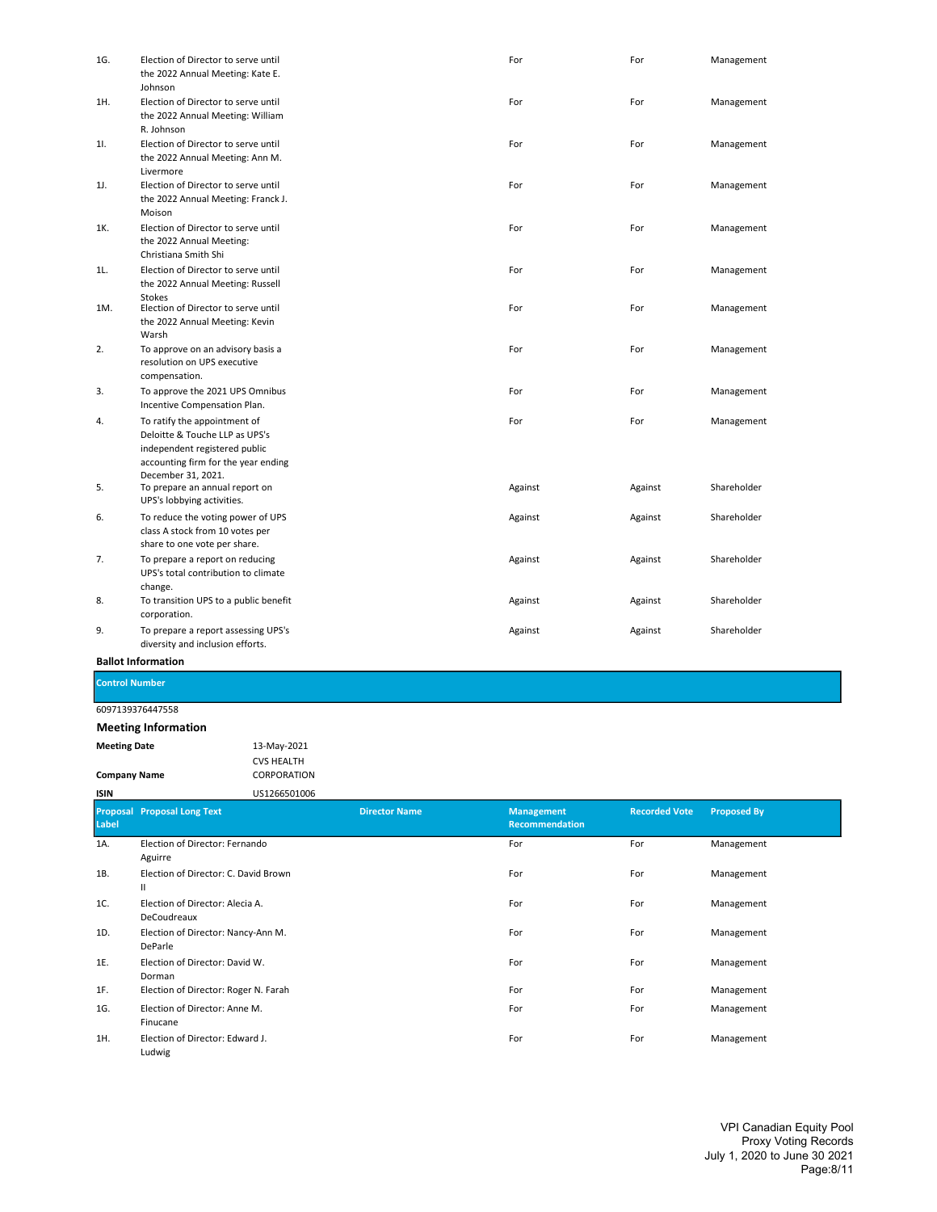| | | | | | |
|---|---|---|---|---|---|
| 1G. | Election of Director to serve until the 2022 Annual Meeting: Kate E. Johnson | | For | For | Management |
| 1H. | Election of Director to serve until the 2022 Annual Meeting: William R. Johnson | | For | For | Management |
| 1I. | Election of Director to serve until the 2022 Annual Meeting: Ann M. Livermore | | For | For | Management |
| 1J. | Election of Director to serve until the 2022 Annual Meeting: Franck J. Moison | | For | For | Management |
| 1K. | Election of Director to serve until the 2022 Annual Meeting: Christiana Smith Shi | | For | For | Management |
| 1L. | Election of Director to serve until the 2022 Annual Meeting: Russell Stokes | | For | For | Management |
| 1M. | Election of Director to serve until the 2022 Annual Meeting: Kevin Warsh | | For | For | Management |
| 2. | To approve on an advisory basis a resolution on UPS executive compensation. | | For | For | Management |
| 3. | To approve the 2021 UPS Omnibus Incentive Compensation Plan. | | For | For | Management |
| 4. | To ratify the appointment of Deloitte & Touche LLP as UPS's independent registered public accounting firm for the year ending December 31, 2021. | | For | For | Management |
| 5. | To prepare an annual report on UPS's lobbying activities. | | Against | Against | Shareholder |
| 6. | To reduce the voting power of UPS class A stock from 10 votes per share to one vote per share. | | Against | Against | Shareholder |
| 7. | To prepare a report on reducing UPS's total contribution to climate change. | | Against | Against | Shareholder |
| 8. | To transition UPS to a public benefit corporation. | | Against | Against | Shareholder |
| 9. | To prepare a report assessing UPS's diversity and inclusion efforts. | | Against | Against | Shareholder |

**Ballot Information**

| Control Number |
|---|
| 6097139376447558 |

**Meeting Information**

| | |
|---|---|
| **Meeting Date** | 13-May-2021 |
| **Company Name** | CVS HEALTH CORPORATION |
| **ISIN** | US1266501006 |

| Proposal Label | Proposal Long Text | Director Name | Management Recommendation | Recorded Vote | Proposed By |
|---|---|---|---|---|---|
| 1A. | Election of Director: Fernando Aguirre | | For | For | Management |
| 1B. | Election of Director: C. David Brown II | | For | For | Management |
| 1C. | Election of Director: Alecia A. DeCoudreaux | | For | For | Management |
| 1D. | Election of Director: Nancy-Ann M. DeParle | | For | For | Management |
| 1E. | Election of Director: David W. Dorman | | For | For | Management |
| 1F. | Election of Director: Roger N. Farah | | For | For | Management |
| 1G. | Election of Director: Anne M. Finucane | | For | For | Management |
| 1H. | Election of Director: Edward J. Ludwig | | For | For | Management |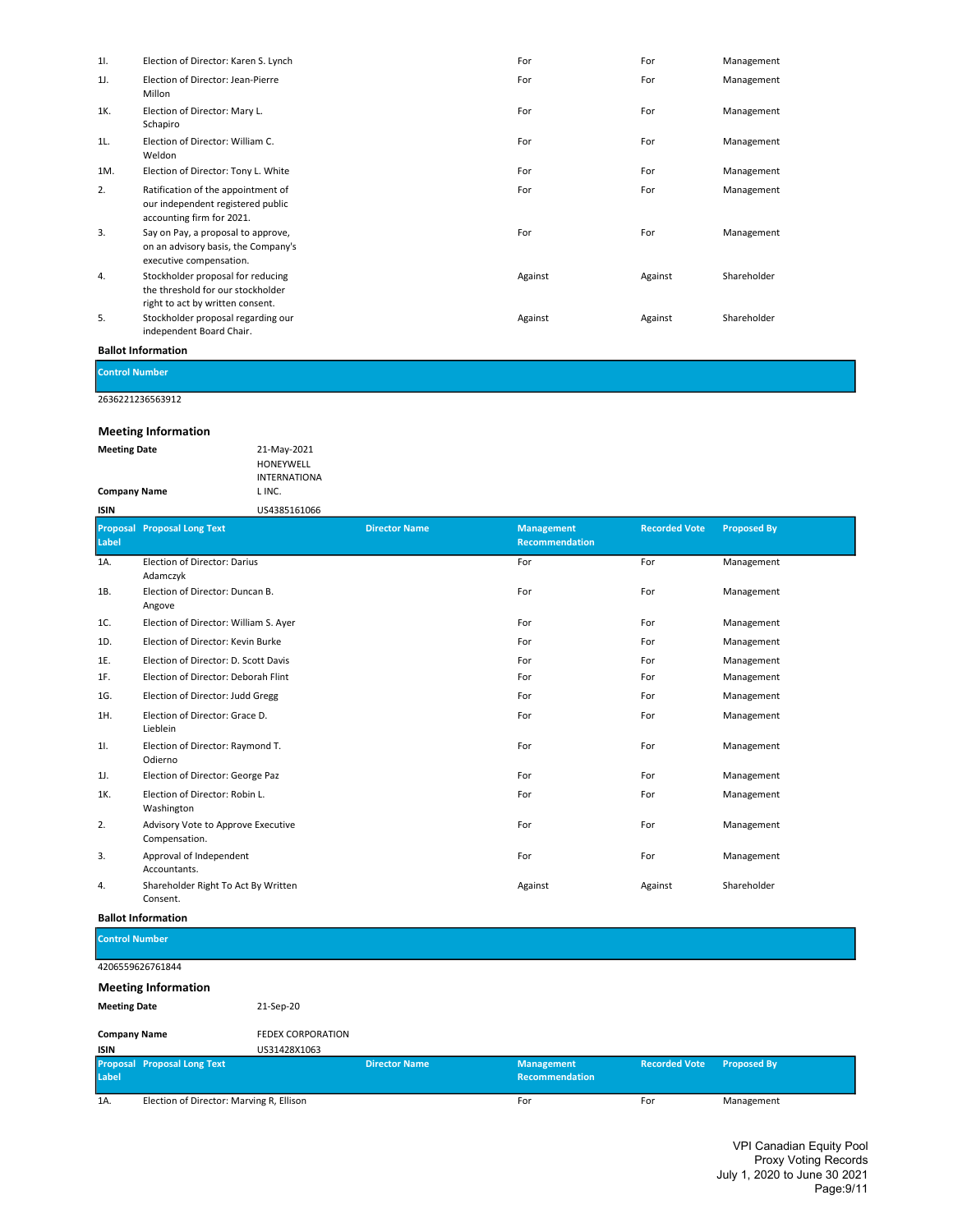| Proposal Label | Proposal Long Text | Director Name | Management Recommendation | Recorded Vote | Proposed By |
|---|---|---|---|---|---|
| 1I. | Election of Director: Karen S. Lynch | | For | For | Management |
| 1J. | Election of Director: Jean-Pierre Millon | | For | For | Management |
| 1K. | Election of Director: Mary L. Schapiro | | For | For | Management |
| 1L. | Election of Director: William C. Weldon | | For | For | Management |
| 1M. | Election of Director: Tony L. White | | For | For | Management |
| 2. | Ratification of the appointment of our independent registered public accounting firm for 2021. | | For | For | Management |
| 3. | Say on Pay, a proposal to approve, on an advisory basis, the Company's executive compensation. | | For | For | Management |
| 4. | Stockholder proposal for reducing the threshold for our stockholder right to act by written consent. | | Against | Against | Shareholder |
| 5. | Stockholder proposal regarding our independent Board Chair. | | Against | Against | Shareholder |

**Ballot Information**

| Control Number |
|---|
| 2636221236563912 |

**Meeting Information**

| | |
|---|---|
| **Meeting Date** | 21-May-2021 |
| **Company Name** | HONEYWELL INTERNATIONAL INC. |
| **ISIN** | US4385161066 |

| Proposal Label | Proposal Long Text | Director Name | Management Recommendation | Recorded Vote | Proposed By |
|---|---|---|---|---|---|
| 1A. | Election of Director: Darius Adamczyk | | For | For | Management |
| 1B. | Election of Director: Duncan B. Angove | | For | For | Management |
| 1C. | Election of Director: William S. Ayer | | For | For | Management |
| 1D. | Election of Director: Kevin Burke | | For | For | Management |
| 1E. | Election of Director: D. Scott Davis | | For | For | Management |
| 1F. | Election of Director: Deborah Flint | | For | For | Management |
| 1G. | Election of Director: Judd Gregg | | For | For | Management |
| 1H. | Election of Director: Grace D. Lieblein | | For | For | Management |
| 1I. | Election of Director: Raymond T. Odierno | | For | For | Management |
| 1J. | Election of Director: George Paz | | For | For | Management |
| 1K. | Election of Director: Robin L. Washington | | For | For | Management |
| 2. | Advisory Vote to Approve Executive Compensation. | | For | For | Management |
| 3. | Approval of Independent Accountants. | | For | For | Management |
| 4. | Shareholder Right To Act By Written Consent. | | Against | Against | Shareholder |

**Ballot Information**

| Control Number |
|---|
| 4206559626761844 |

**Meeting Information**

| | |
|---|---|
| **Meeting Date** | 21-Sep-20 |
| **Company Name** | FEDEX CORPORATION |
| **ISIN** | US31428X1063 |

| Proposal Label | Proposal Long Text | Director Name | Management Recommendation | Recorded Vote | Proposed By |
|---|---|---|---|---|---|
| 1A. | Election of Director: Marving R, Ellison | | For | For | Management |

VPI Canadian Equity Pool
Proxy Voting Records
July 1, 2020 to June 30 2021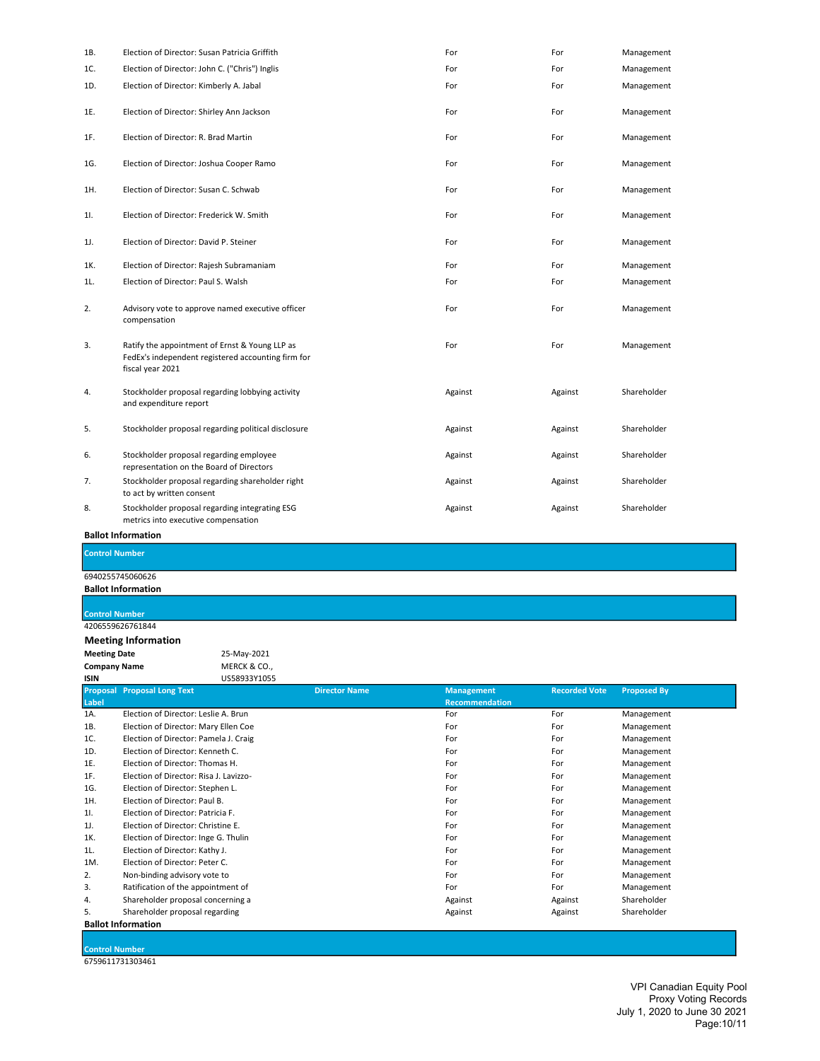| | | | | | |
|---|---|---|---|---|---|
| 1B. | Election of Director: Susan Patricia Griffith | | For | For | Management |
| 1C. | Election of Director: John C. ("Chris") Inglis | | For | For | Management |
| 1D. | Election of Director: Kimberly A. Jabal | | For | For | Management |
| 1E. | Election of Director: Shirley Ann Jackson | | For | For | Management |
| 1F. | Election of Director: R. Brad Martin | | For | For | Management |
| 1G. | Election of Director: Joshua Cooper Ramo | | For | For | Management |
| 1H. | Election of Director: Susan C. Schwab | | For | For | Management |
| 1I. | Election of Director: Frederick W. Smith | | For | For | Management |
| 1J. | Election of Director: David P. Steiner | | For | For | Management |
| 1K. | Election of Director: Rajesh Subramaniam | | For | For | Management |
| 1L. | Election of Director: Paul S. Walsh | | For | For | Management |
| 2. | Advisory vote to approve named executive officer compensation | | For | For | Management |
| 3. | Ratify the appointment of Ernst & Young LLP as FedEx's independent registered accounting firm for fiscal year 2021 | | For | For | Management |
| 4. | Stockholder proposal regarding lobbying activity and expenditure report | | Against | Against | Shareholder |
| 5. | Stockholder proposal regarding political disclosure | | Against | Against | Shareholder |
| 6. | Stockholder proposal regarding employee representation on the Board of Directors | | Against | Against | Shareholder |
| 7. | Stockholder proposal regarding shareholder right to act by written consent | | Against | Against | Shareholder |
| 8. | Stockholder proposal regarding integrating ESG metrics into executive compensation | | Against | Against | Shareholder |

**Ballot Information**

| Control Number |
|---|
| 6940255745060626 |

**Ballot Information**

| Control Number |
|---|
| 4206559626761844 |

### Meeting Information

| | |
|---|---|
| **Meeting Date** | 25-May-2021 |
| **Company Name** | MERCK & CO., |
| **ISIN** | US58933Y1055 |

| Proposal Label | Proposal Long Text | Director Name | Management Recommendation | Recorded Vote | Proposed By |
|---|---|---|---|---|---|
| 1A. | Election of Director: Leslie A. Brun | | For | For | Management |
| 1B. | Election of Director: Mary Ellen Coe | | For | For | Management |
| 1C. | Election of Director: Pamela J. Craig | | For | For | Management |
| 1D. | Election of Director: Kenneth C. | | For | For | Management |
| 1E. | Election of Director: Thomas H. | | For | For | Management |
| 1F. | Election of Director: Risa J. Lavizzo- | | For | For | Management |
| 1G. | Election of Director: Stephen L. | | For | For | Management |
| 1H. | Election of Director: Paul B. | | For | For | Management |
| 1I. | Election of Director: Patricia F. | | For | For | Management |
| 1J. | Election of Director: Christine E. | | For | For | Management |
| 1K. | Election of Director: Inge G. Thulin | | For | For | Management |
| 1L. | Election of Director: Kathy J. | | For | For | Management |
| 1M. | Election of Director: Peter C. | | For | For | Management |
| 2. | Non-binding advisory vote to | | For | For | Management |
| 3. | Ratification of the appointment of | | For | For | Management |
| 4. | Shareholder proposal concerning a | | Against | Against | Shareholder |
| 5. | Shareholder proposal regarding | | Against | Against | Shareholder |

**Ballot Information**

| Control Number |
|---|
| 6759611731303461 |

VPI Canadian Equity Pool
Proxy Voting Records
July 1, 2020 to June 30 2021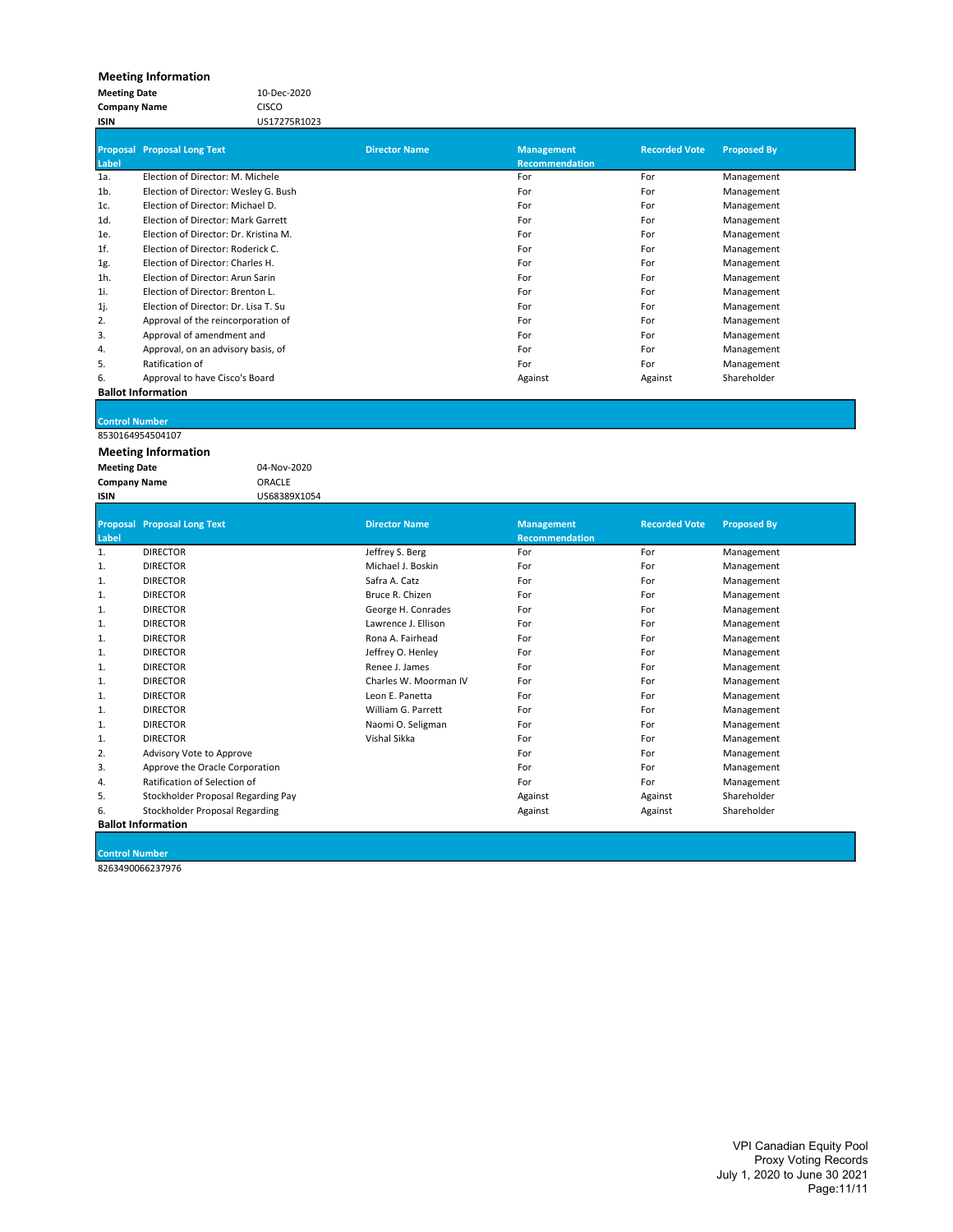### Meeting Information

**Meeting Date** 10-Dec-2020
**Company Name** CISCO
**ISIN** US17275R1023

| Proposal Label | Proposal Long Text | Director Name | Management Recommendation | Recorded Vote | Proposed By |
|---|---|---|---|---|---|
| 1a. | Election of Director: M. Michele | | For | For | Management |
| 1b. | Election of Director: Wesley G. Bush | | For | For | Management |
| 1c. | Election of Director: Michael D. | | For | For | Management |
| 1d. | Election of Director: Mark Garrett | | For | For | Management |
| 1e. | Election of Director: Dr. Kristina M. | | For | For | Management |
| 1f. | Election of Director: Roderick C. | | For | For | Management |
| 1g. | Election of Director: Charles H. | | For | For | Management |
| 1h. | Election of Director: Arun Sarin | | For | For | Management |
| 1i. | Election of Director: Brenton L. | | For | For | Management |
| 1j. | Election of Director: Dr. Lisa T. Su | | For | For | Management |
| 2. | Approval of the reincorporation of | | For | For | Management |
| 3. | Approval of amendment and | | For | For | Management |
| 4. | Approval, on an advisory basis, of | | For | For | Management |
| 5. | Ratification of | | For | For | Management |
| 6. | Approval to have Cisco's Board | | Against | Against | Shareholder |

**Ballot Information**

| Control Number |
|---|
| 8530164954504107 |

### Meeting Information

**Meeting Date** 04-Nov-2020
**Company Name** ORACLE
**ISIN** US68389X1054

| Proposal Label | Proposal Long Text | Director Name | Management Recommendation | Recorded Vote | Proposed By |
|---|---|---|---|---|---|
| 1. | DIRECTOR | Jeffrey S. Berg | For | For | Management |
| 1. | DIRECTOR | Michael J. Boskin | For | For | Management |
| 1. | DIRECTOR | Safra A. Catz | For | For | Management |
| 1. | DIRECTOR | Bruce R. Chizen | For | For | Management |
| 1. | DIRECTOR | George H. Conrades | For | For | Management |
| 1. | DIRECTOR | Lawrence J. Ellison | For | For | Management |
| 1. | DIRECTOR | Rona A. Fairhead | For | For | Management |
| 1. | DIRECTOR | Jeffrey O. Henley | For | For | Management |
| 1. | DIRECTOR | Renee J. James | For | For | Management |
| 1. | DIRECTOR | Charles W. Moorman IV | For | For | Management |
| 1. | DIRECTOR | Leon E. Panetta | For | For | Management |
| 1. | DIRECTOR | William G. Parrett | For | For | Management |
| 1. | DIRECTOR | Naomi O. Seligman | For | For | Management |
| 1. | DIRECTOR | Vishal Sikka | For | For | Management |
| 2. | Advisory Vote to Approve | | For | For | Management |
| 3. | Approve the Oracle Corporation | | For | For | Management |
| 4. | Ratification of Selection of | | For | For | Management |
| 5. | Stockholder Proposal Regarding Pay | | Against | Against | Shareholder |
| 6. | Stockholder Proposal Regarding | | Against | Against | Shareholder |

**Ballot Information**

| Control Number |
|---|
| 8263490066237976 |

VPI Canadian Equity Pool
Proxy Voting Records
July 1, 2020 to June 30 2021